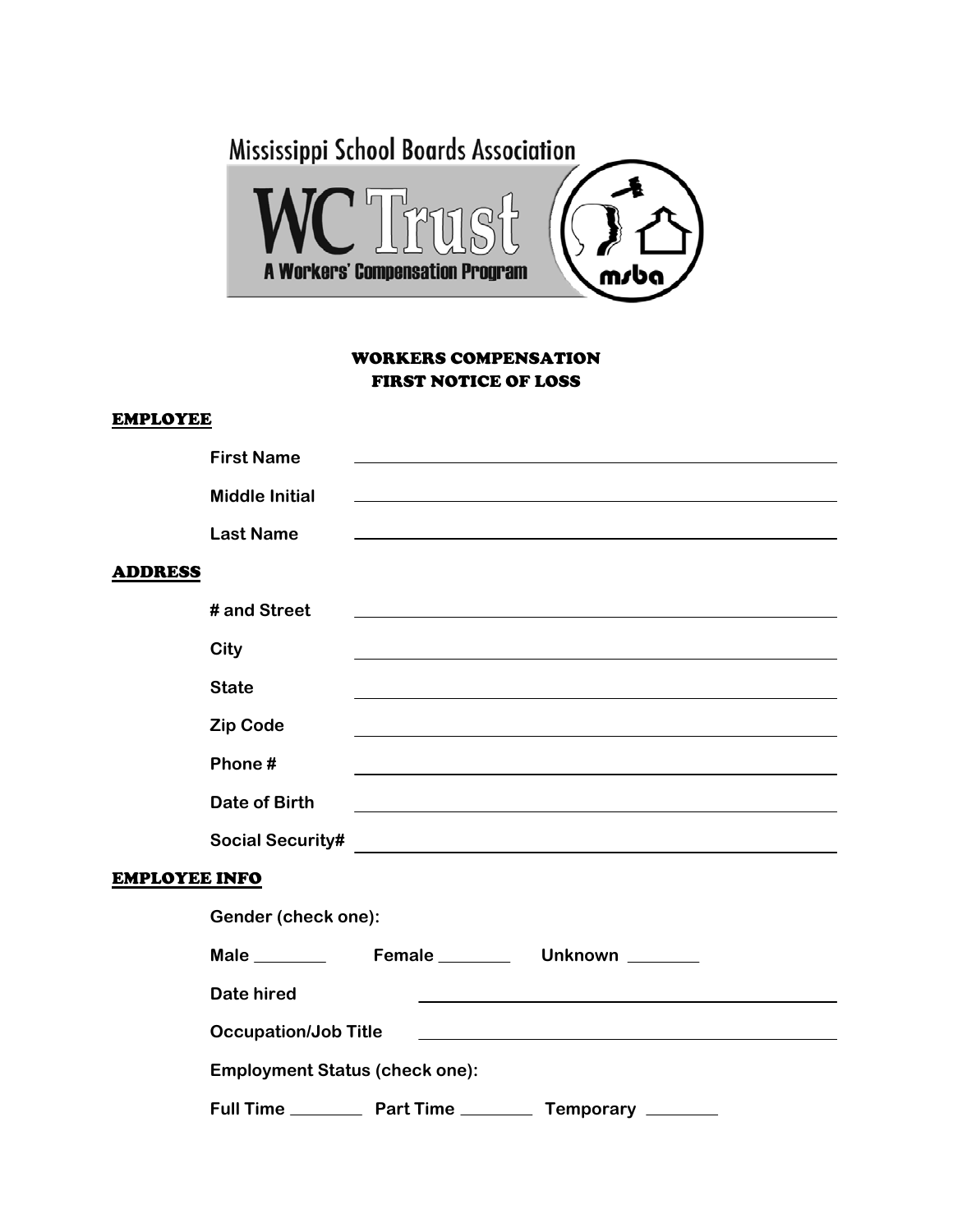Mississippi School Boards Association

WC Trust

A Workers' Compensation Program

msba

# WORKERS COMPENSATION
# FIRST NOTICE OF LOSS

## EMPLOYEE

**First Name** ______________________________

**Middle Initial** ______________________________

**Last Name** ______________________________

## ADDRESS

**# and Street** ______________________________

**City** ______________________________

**State** ______________________________

**Zip Code** ______________________________

**Phone #** ______________________________

**Date of Birth** ______________________________

**Social Security#** ______________________________

## EMPLOYEE INFO

**Gender (check one):**

**Male** ________ **Female** ________ **Unknown** ________

**Date hired** ______________________________

**Occupation/Job Title** ______________________________

**Employment Status (check one):**

**Full Time** ________ **Part Time** ________ **Temporary** ________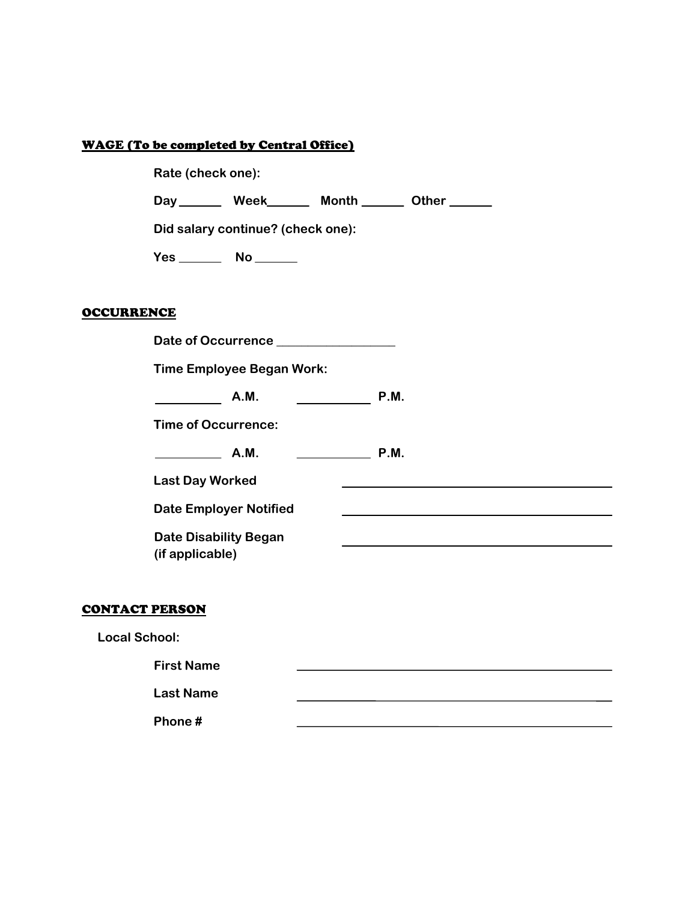## WAGE (To be completed by Central Office)

Rate (check one):

Day ______ Week______ Month ______ Other ______

Did salary continue? (check one):

Yes ______ No ______

## OCCURRENCE

Date of Occurrence ___________________

Time Employee Began Work:

__________ A.M. ___________ P.M.

Time of Occurrence:

__________ A.M. ___________ P.M.

Last Day Worked ________________________________________

Date Employer Notified ________________________________________

Date Disability Began (if applicable) ________________________________________

## CONTACT PERSON

Local School:

First Name ________________________________________

Last Name ________________________________________

Phone # ________________________________________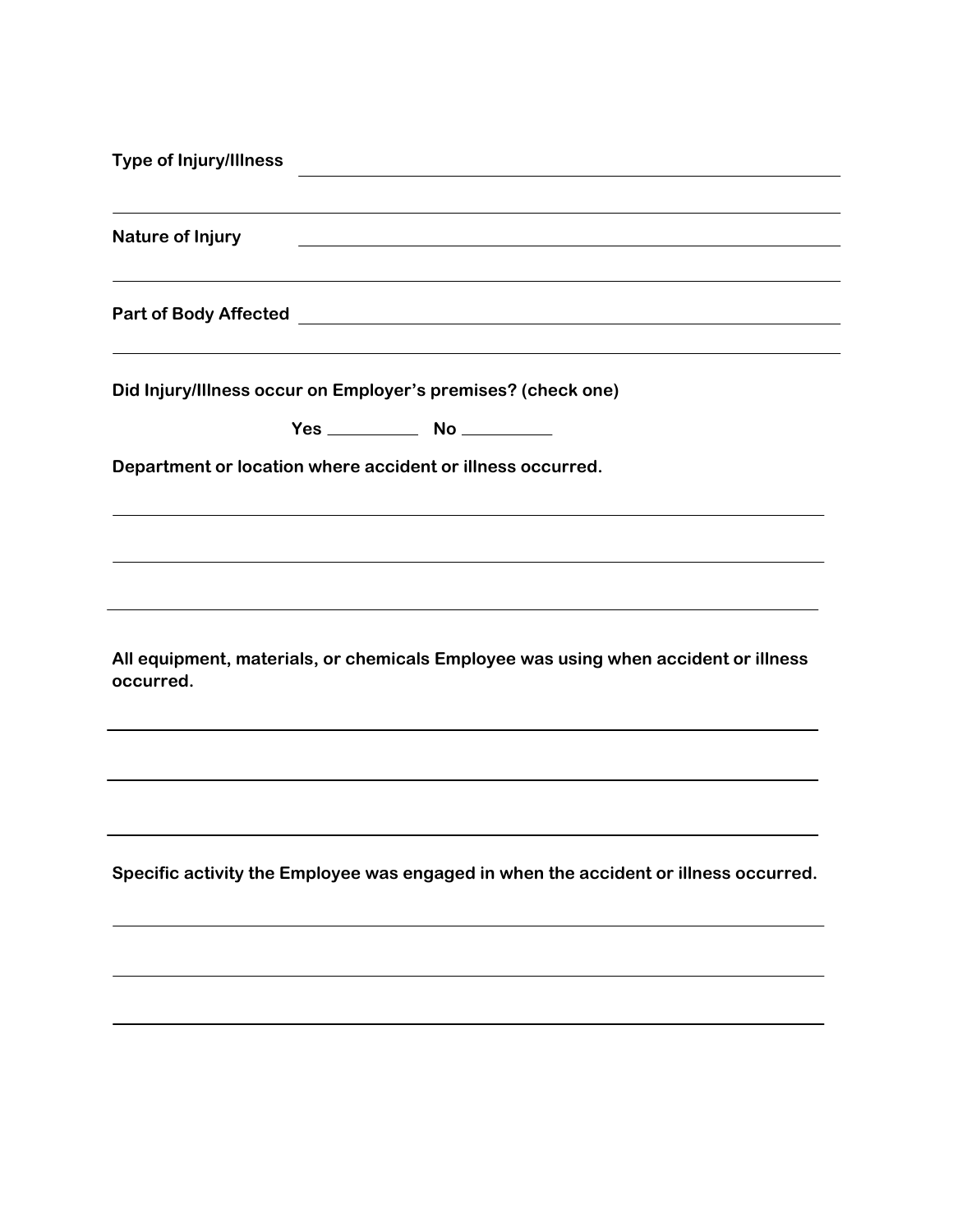**Type of Injury/Illness** \_\_\_\_\_\_\_\_\_\_\_\_\_\_\_\_\_\_\_\_\_\_\_\_\_\_\_\_\_\_\_\_\_\_\_\_\_\_\_\_\_\_\_\_\_\_\_\_

\_\_\_\_\_\_\_\_\_\_\_\_\_\_\_\_\_\_\_\_\_\_\_\_\_\_\_\_\_\_\_\_\_\_\_\_\_\_\_\_\_\_\_\_\_\_\_\_\_\_\_\_\_\_\_\_\_\_\_\_\_\_

**Nature of Injury** \_\_\_\_\_\_\_\_\_\_\_\_\_\_\_\_\_\_\_\_\_\_\_\_\_\_\_\_\_\_\_\_\_\_\_\_\_\_\_\_\_\_\_\_\_\_\_\_

\_\_\_\_\_\_\_\_\_\_\_\_\_\_\_\_\_\_\_\_\_\_\_\_\_\_\_\_\_\_\_\_\_\_\_\_\_\_\_\_\_\_\_\_\_\_\_\_\_\_\_\_\_\_\_\_\_\_\_\_\_\_

**Part of Body Affected** \_\_\_\_\_\_\_\_\_\_\_\_\_\_\_\_\_\_\_\_\_\_\_\_\_\_\_\_\_\_\_\_\_\_\_\_\_\_\_\_\_\_\_\_\_\_\_\_

\_\_\_\_\_\_\_\_\_\_\_\_\_\_\_\_\_\_\_\_\_\_\_\_\_\_\_\_\_\_\_\_\_\_\_\_\_\_\_\_\_\_\_\_\_\_\_\_\_\_\_\_\_\_\_\_\_\_\_\_\_\_

**Did Injury/Illness occur on Employer's premises? (check one)**

**Yes** \_\_\_\_\_\_\_\_\_\_ **No** \_\_\_\_\_\_\_\_\_\_

**Department or location where accident or illness occurred.**

\_\_\_\_\_\_\_\_\_\_\_\_\_\_\_\_\_\_\_\_\_\_\_\_\_\_\_\_\_\_\_\_\_\_\_\_\_\_\_\_\_\_\_\_\_\_\_\_\_\_\_\_\_\_\_\_\_\_\_\_\_\_

\_\_\_\_\_\_\_\_\_\_\_\_\_\_\_\_\_\_\_\_\_\_\_\_\_\_\_\_\_\_\_\_\_\_\_\_\_\_\_\_\_\_\_\_\_\_\_\_\_\_\_\_\_\_\_\_\_\_\_\_\_\_

\_\_\_\_\_\_\_\_\_\_\_\_\_\_\_\_\_\_\_\_\_\_\_\_\_\_\_\_\_\_\_\_\_\_\_\_\_\_\_\_\_\_\_\_\_\_\_\_\_\_\_\_\_\_\_\_\_\_\_\_\_\_

**All equipment, materials, or chemicals Employee was using when accident or illness occurred.**

\_\_\_\_\_\_\_\_\_\_\_\_\_\_\_\_\_\_\_\_\_\_\_\_\_\_\_\_\_\_\_\_\_\_\_\_\_\_\_\_\_\_\_\_\_\_\_\_\_\_\_\_\_\_\_\_\_\_\_\_\_\_

\_\_\_\_\_\_\_\_\_\_\_\_\_\_\_\_\_\_\_\_\_\_\_\_\_\_\_\_\_\_\_\_\_\_\_\_\_\_\_\_\_\_\_\_\_\_\_\_\_\_\_\_\_\_\_\_\_\_\_\_\_\_

\_\_\_\_\_\_\_\_\_\_\_\_\_\_\_\_\_\_\_\_\_\_\_\_\_\_\_\_\_\_\_\_\_\_\_\_\_\_\_\_\_\_\_\_\_\_\_\_\_\_\_\_\_\_\_\_\_\_\_\_\_\_

**Specific activity the Employee was engaged in when the accident or illness occurred.**

\_\_\_\_\_\_\_\_\_\_\_\_\_\_\_\_\_\_\_\_\_\_\_\_\_\_\_\_\_\_\_\_\_\_\_\_\_\_\_\_\_\_\_\_\_\_\_\_\_\_\_\_\_\_\_\_\_\_\_\_\_\_

\_\_\_\_\_\_\_\_\_\_\_\_\_\_\_\_\_\_\_\_\_\_\_\_\_\_\_\_\_\_\_\_\_\_\_\_\_\_\_\_\_\_\_\_\_\_\_\_\_\_\_\_\_\_\_\_\_\_\_\_\_\_

\_\_\_\_\_\_\_\_\_\_\_\_\_\_\_\_\_\_\_\_\_\_\_\_\_\_\_\_\_\_\_\_\_\_\_\_\_\_\_\_\_\_\_\_\_\_\_\_\_\_\_\_\_\_\_\_\_\_\_\_\_\_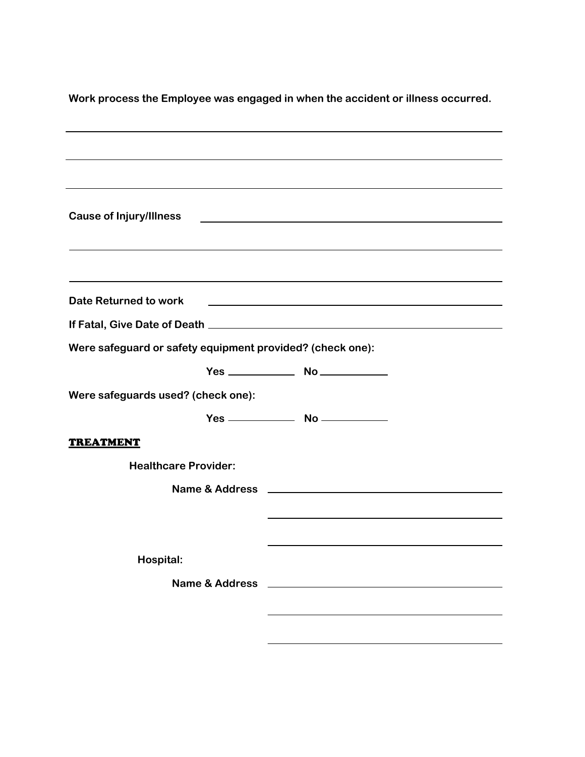**Work process the Employee was engaged in when the accident or illness occurred.**

\_\_\_\_\_\_\_\_\_\_\_\_\_\_\_\_\_\_\_\_\_\_\_\_\_\_\_\_\_\_\_\_\_\_\_\_\_\_\_\_\_\_\_\_\_\_\_\_\_\_\_\_\_\_\_\_\_\_\_\_

\_\_\_\_\_\_\_\_\_\_\_\_\_\_\_\_\_\_\_\_\_\_\_\_\_\_\_\_\_\_\_\_\_\_\_\_\_\_\_\_\_\_\_\_\_\_\_\_\_\_\_\_\_\_\_\_\_\_\_\_

\_\_\_\_\_\_\_\_\_\_\_\_\_\_\_\_\_\_\_\_\_\_\_\_\_\_\_\_\_\_\_\_\_\_\_\_\_\_\_\_\_\_\_\_\_\_\_\_\_\_\_\_\_\_\_\_\_\_\_\_

**Cause of Injury/Illness** \_\_\_\_\_\_\_\_\_\_\_\_\_\_\_\_\_\_\_\_\_\_\_\_\_\_\_\_\_\_\_\_\_\_\_\_\_\_\_\_

\_\_\_\_\_\_\_\_\_\_\_\_\_\_\_\_\_\_\_\_\_\_\_\_\_\_\_\_\_\_\_\_\_\_\_\_\_\_\_\_\_\_\_\_\_\_\_\_\_\_\_\_\_\_\_\_\_\_\_\_

\_\_\_\_\_\_\_\_\_\_\_\_\_\_\_\_\_\_\_\_\_\_\_\_\_\_\_\_\_\_\_\_\_\_\_\_\_\_\_\_\_\_\_\_\_\_\_\_\_\_\_\_\_\_\_\_\_\_\_\_

**Date Returned to work** \_\_\_\_\_\_\_\_\_\_\_\_\_\_\_\_\_\_\_\_\_\_\_\_\_\_\_\_\_\_\_\_\_\_\_\_\_\_\_\_

**If Fatal, Give Date of Death** \_\_\_\_\_\_\_\_\_\_\_\_\_\_\_\_\_\_\_\_\_\_\_\_\_\_\_\_\_\_\_\_\_\_\_\_\_\_\_\_

**Were safeguard or safety equipment provided? (check one):**

**Yes** \_\_\_\_\_\_\_\_\_\_ **No** \_\_\_\_\_\_\_\_\_\_

**Were safeguards used? (check one):**

**Yes** \_\_\_\_\_\_\_\_\_\_ **No** \_\_\_\_\_\_\_\_\_\_

**TREATMENT**

**Healthcare Provider:**

**Name & Address** \_\_\_\_\_\_\_\_\_\_\_\_\_\_\_\_\_\_\_\_\_\_\_\_\_\_\_\_\_\_\_\_

\_\_\_\_\_\_\_\_\_\_\_\_\_\_\_\_\_\_\_\_\_\_\_\_\_\_\_\_\_\_\_\_

\_\_\_\_\_\_\_\_\_\_\_\_\_\_\_\_\_\_\_\_\_\_\_\_\_\_\_\_\_\_\_\_

**Hospital:**

**Name & Address** \_\_\_\_\_\_\_\_\_\_\_\_\_\_\_\_\_\_\_\_\_\_\_\_\_\_\_\_\_\_\_\_

\_\_\_\_\_\_\_\_\_\_\_\_\_\_\_\_\_\_\_\_\_\_\_\_\_\_\_\_\_\_\_\_

\_\_\_\_\_\_\_\_\_\_\_\_\_\_\_\_\_\_\_\_\_\_\_\_\_\_\_\_\_\_\_\_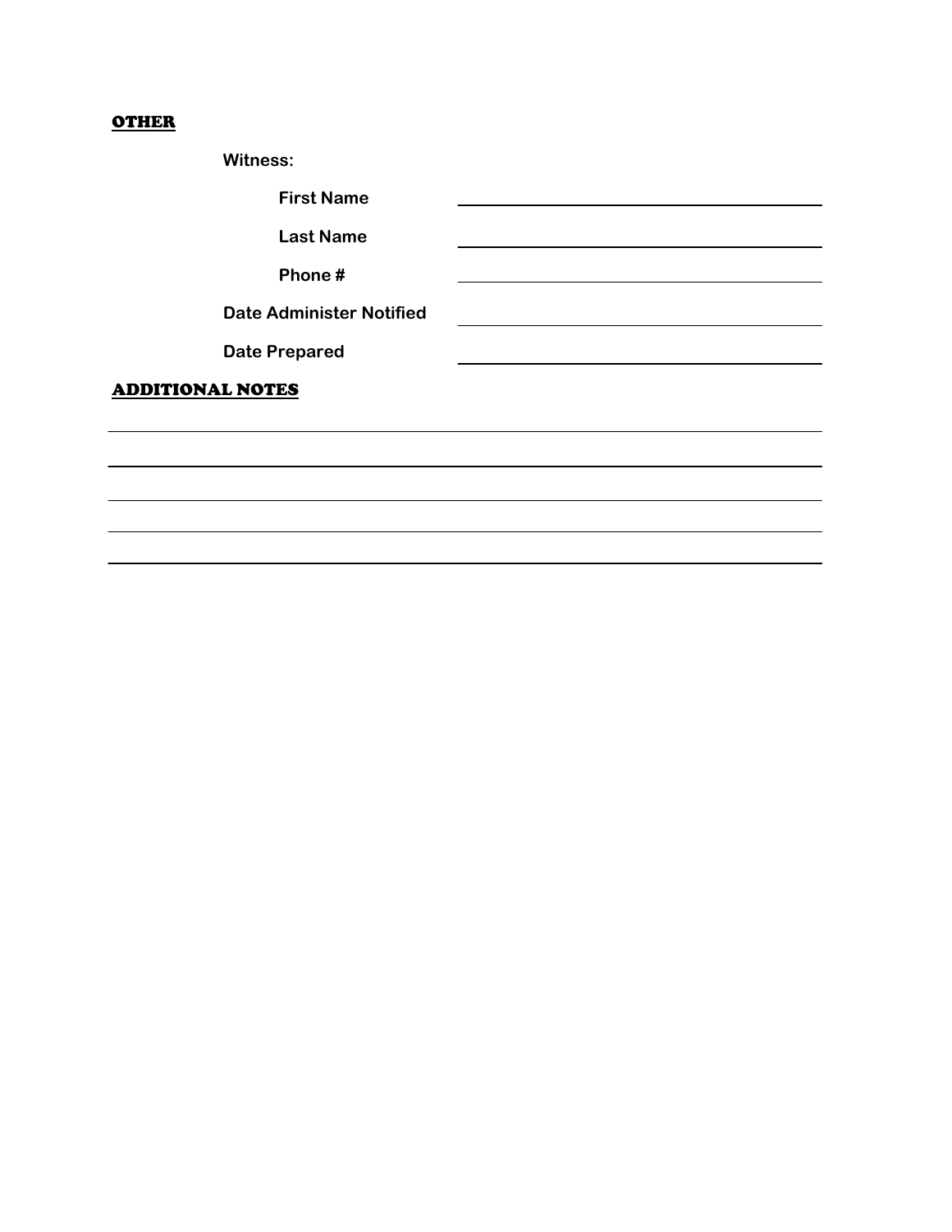**OTHER**

**Witness:**

**First Name** \_\_\_\_\_\_\_\_\_\_\_\_\_\_\_\_\_\_\_\_\_\_\_\_\_\_\_\_

**Last Name** \_\_\_\_\_\_\_\_\_\_\_\_\_\_\_\_\_\_\_\_\_\_\_\_\_\_\_\_

**Phone #** \_\_\_\_\_\_\_\_\_\_\_\_\_\_\_\_\_\_\_\_\_\_\_\_\_\_\_\_

**Date Administer Notified** \_\_\_\_\_\_\_\_\_\_\_\_\_\_\_\_\_\_\_\_\_\_\_\_\_\_\_\_

**Date Prepared** \_\_\_\_\_\_\_\_\_\_\_\_\_\_\_\_\_\_\_\_\_\_\_\_\_\_\_\_

**ADDITIONAL NOTES**

\_\_\_\_\_\_\_\_\_\_\_\_\_\_\_\_\_\_\_\_\_\_\_\_\_\_\_\_\_\_\_\_\_\_\_\_\_\_\_\_\_\_\_\_\_\_\_\_\_\_\_\_\_\_\_\_

\_\_\_\_\_\_\_\_\_\_\_\_\_\_\_\_\_\_\_\_\_\_\_\_\_\_\_\_\_\_\_\_\_\_\_\_\_\_\_\_\_\_\_\_\_\_\_\_\_\_\_\_\_\_\_\_

\_\_\_\_\_\_\_\_\_\_\_\_\_\_\_\_\_\_\_\_\_\_\_\_\_\_\_\_\_\_\_\_\_\_\_\_\_\_\_\_\_\_\_\_\_\_\_\_\_\_\_\_\_\_\_\_

\_\_\_\_\_\_\_\_\_\_\_\_\_\_\_\_\_\_\_\_\_\_\_\_\_\_\_\_\_\_\_\_\_\_\_\_\_\_\_\_\_\_\_\_\_\_\_\_\_\_\_\_\_\_\_\_

\_\_\_\_\_\_\_\_\_\_\_\_\_\_\_\_\_\_\_\_\_\_\_\_\_\_\_\_\_\_\_\_\_\_\_\_\_\_\_\_\_\_\_\_\_\_\_\_\_\_\_\_\_\_\_\_